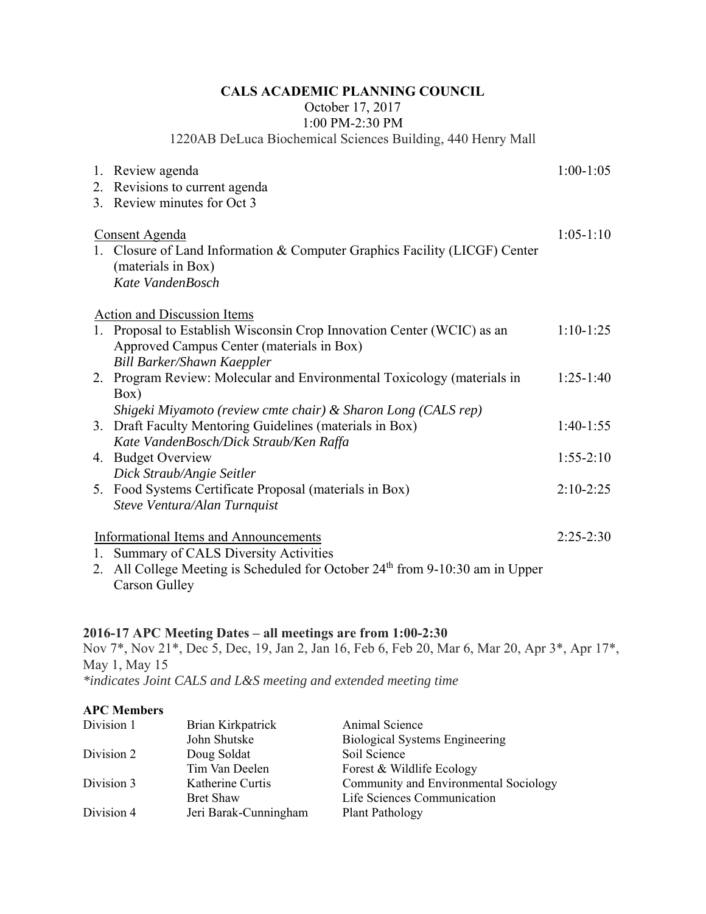# CALS ACADEMIC PLANNING COUNCIL

October 17, 2017
1:00 PM-2:30 PM
1220AB DeLuca Biochemical Sciences Building, 440 Henry Mall

1. Review agenda — 1:00-1:05
2. Revisions to current agenda
3. Review minutes for Oct 3

Consent Agenda — 1:05-1:10

1. Closure of Land Information & Computer Graphics Facility (LICGF) Center (materials in Box)
   *Kate VandenBosch*

Action and Discussion Items

1. Proposal to Establish Wisconsin Crop Innovation Center (WCIC) as an Approved Campus Center (materials in Box) — 1:10-1:25
   *Bill Barker/Shawn Kaeppler*
2. Program Review: Molecular and Environmental Toxicology (materials in Box) — 1:25-1:40
   *Shigeki Miyamoto (review cmte chair) & Sharon Long (CALS rep)*
3. Draft Faculty Mentoring Guidelines (materials in Box) — 1:40-1:55
   *Kate VandenBosch/Dick Straub/Ken Raffa*
4. Budget Overview — 1:55-2:10
   *Dick Straub/Angie Seitler*
5. Food Systems Certificate Proposal (materials in Box) — 2:10-2:25
   *Steve Ventura/Alan Turnquist*

Informational Items and Announcements — 2:25-2:30

1. Summary of CALS Diversity Activities
2. All College Meeting is Scheduled for October 24th from 9-10:30 am in Upper Carson Gulley

**2016-17 APC Meeting Dates – all meetings are from 1:00-2:30**

Nov 7*, Nov 21*, Dec 5, Dec, 19, Jan 2, Jan 16, Feb 6, Feb 20, Mar 6, Mar 20, Apr 3*, Apr 17*, May 1, May 15

*\*indicates Joint CALS and L&S meeting and extended meeting time*

**APC Members**

| | | |
|---|---|---|
| Division 1 | Brian Kirkpatrick | Animal Science |
| | John Shutske | Biological Systems Engineering |
| Division 2 | Doug Soldat | Soil Science |
| | Tim Van Deelen | Forest & Wildlife Ecology |
| Division 3 | Katherine Curtis | Community and Environmental Sociology |
| | Bret Shaw | Life Sciences Communication |
| Division 4 | Jeri Barak-Cunningham | Plant Pathology |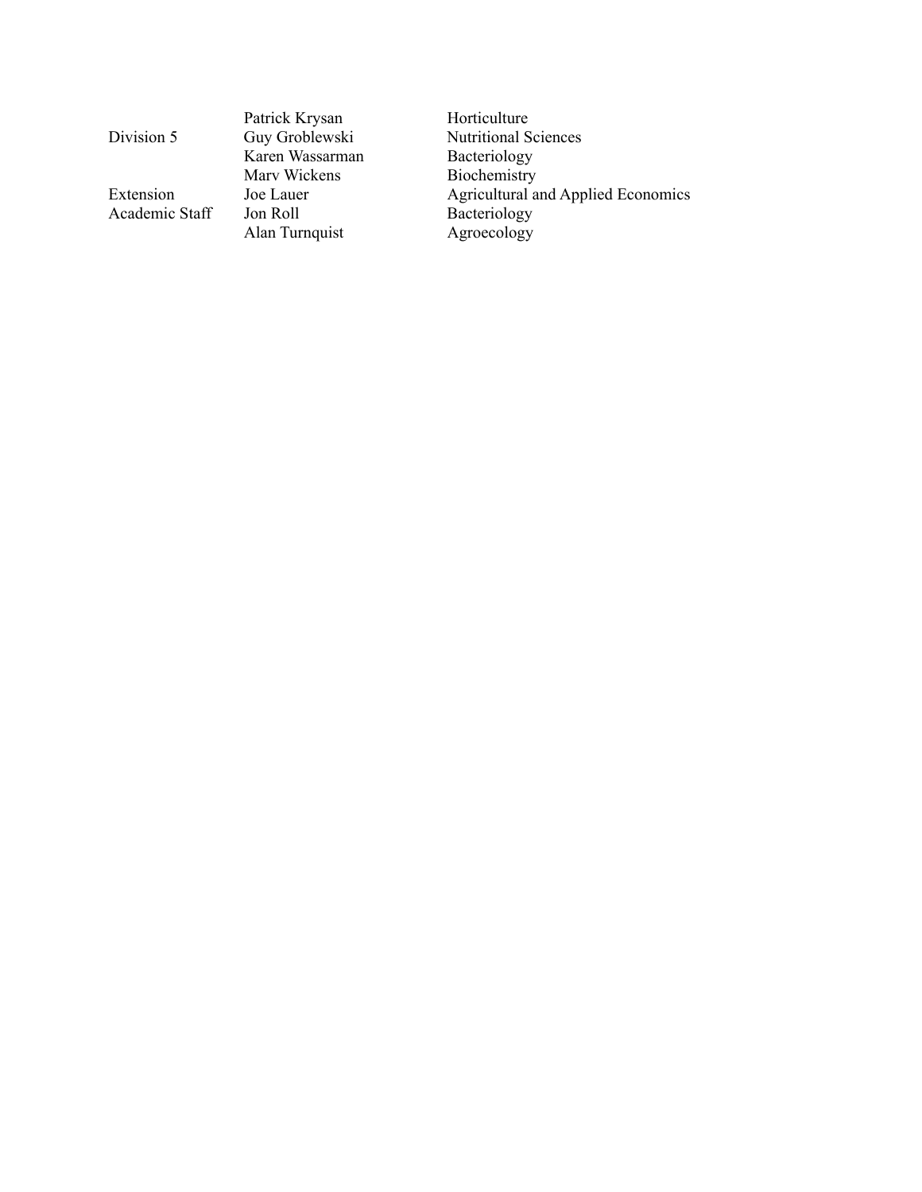| | | |
|---|---|---|
| | Patrick Krysan | Horticulture |
| Division 5 | Guy Groblewski | Nutritional Sciences |
| | Karen Wassarman | Bacteriology |
| | Marv Wickens | Biochemistry |
| Extension | Joe Lauer | Agricultural and Applied Economics |
| Academic Staff | Jon Roll | Bacteriology |
| | Alan Turnquist | Agroecology |